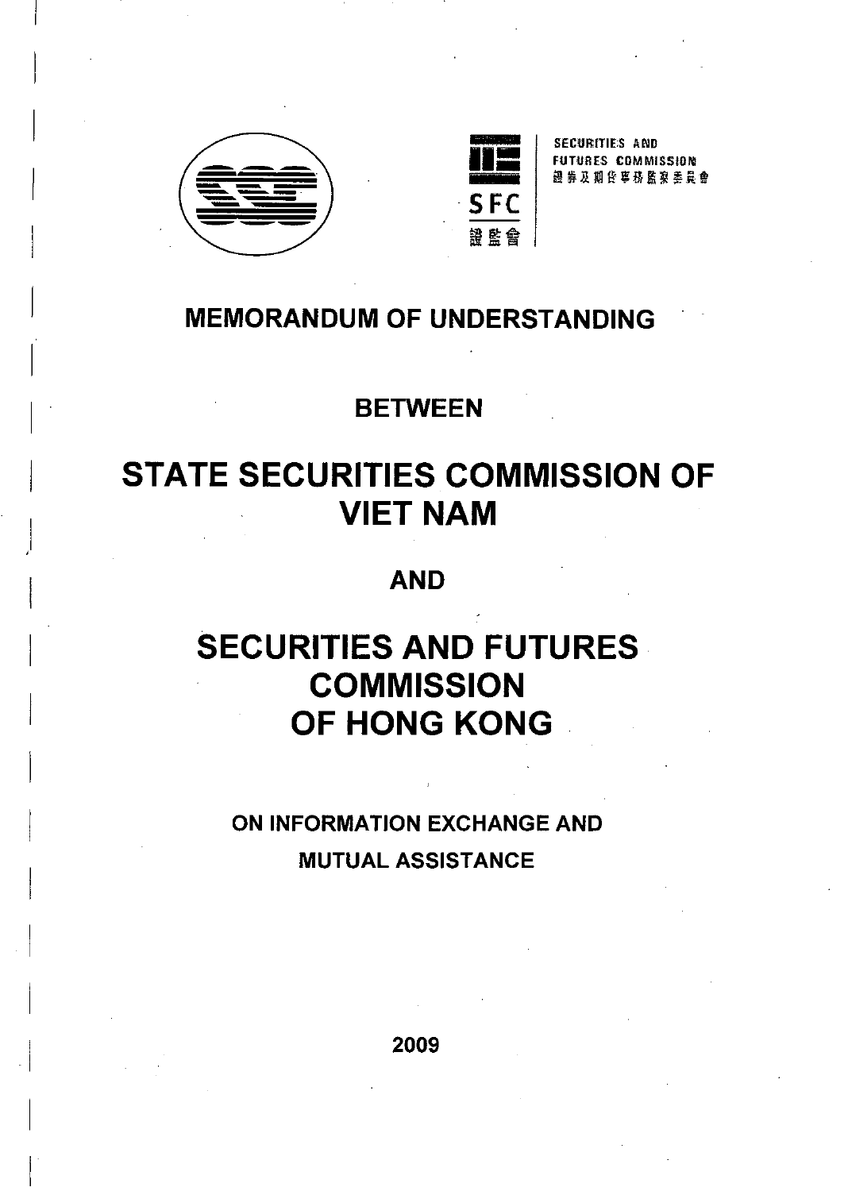SECURITIES AND FUTURES COMMISSION
證券及期貨事務監察委員會

SFC
證監會

# MEMORANDUM OF UNDERSTANDING

## BETWEEN

# STATE SECURITIES COMMISSION OF VIET NAM

## AND

# SECURITIES AND FUTURES COMMISSION OF HONG KONG

## ON INFORMATION EXCHANGE AND MUTUAL ASSISTANCE

2009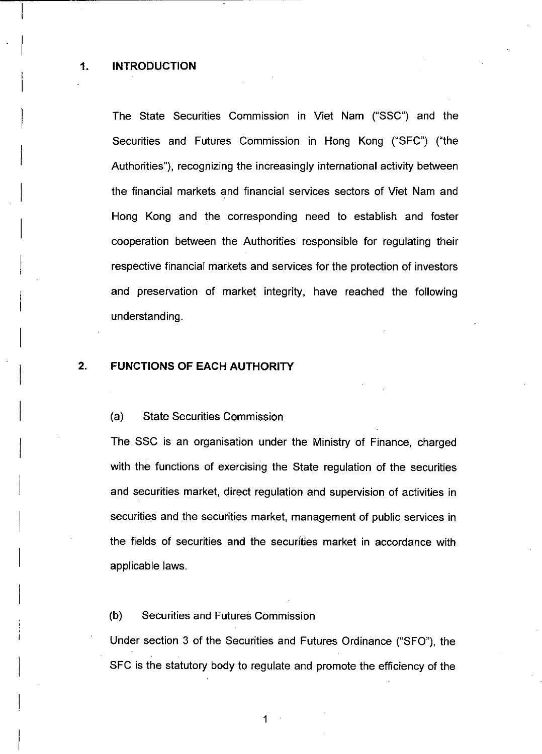## 1. INTRODUCTION

The State Securities Commission in Viet Nam ("SSC") and the Securities and Futures Commission in Hong Kong ("SFC") ("the Authorities"), recognizing the increasingly international activity between the financial markets and financial services sectors of Viet Nam and Hong Kong and the corresponding need to establish and foster cooperation between the Authorities responsible for regulating their respective financial markets and services for the protection of investors and preservation of market integrity, have reached the following understanding.

## 2. FUNCTIONS OF EACH AUTHORITY

(a) State Securities Commission

The SSC is an organisation under the Ministry of Finance, charged with the functions of exercising the State regulation of the securities and securities market, direct regulation and supervision of activities in securities and the securities market, management of public services in the fields of securities and the securities market in accordance with applicable laws.

(b) Securities and Futures Commission

Under section 3 of the Securities and Futures Ordinance ("SFO"), the SFC is the statutory body to regulate and promote the efficiency of the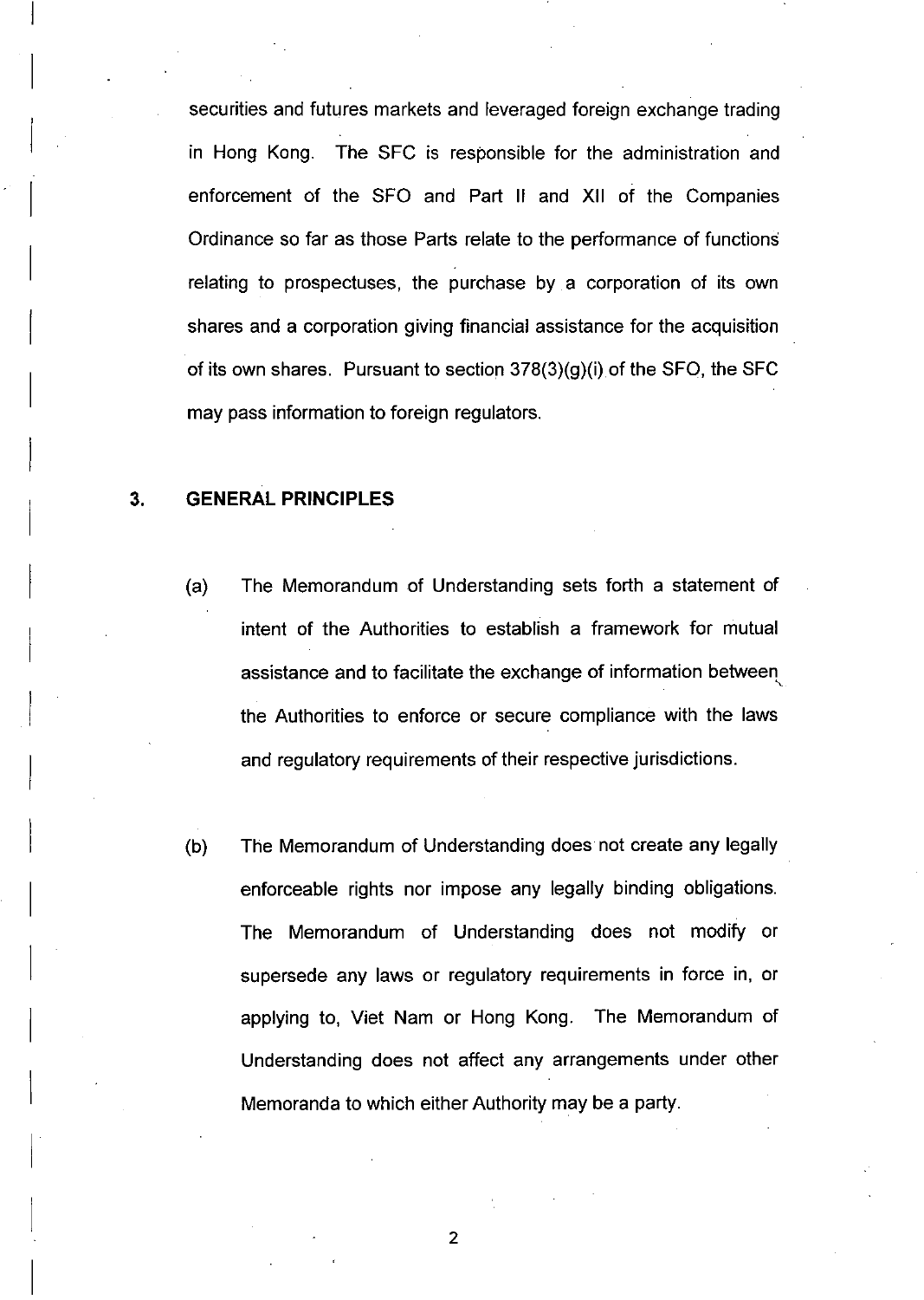securities and futures markets and leveraged foreign exchange trading in Hong Kong. The SFC is responsible for the administration and enforcement of the SFO and Part II and XII of the Companies Ordinance so far as those Parts relate to the performance of functions relating to prospectuses, the purchase by a corporation of its own shares and a corporation giving financial assistance for the acquisition of its own shares. Pursuant to section 378(3)(g)(i) of the SFO, the SFC may pass information to foreign regulators.

## 3. GENERAL PRINCIPLES

(a) The Memorandum of Understanding sets forth a statement of intent of the Authorities to establish a framework for mutual assistance and to facilitate the exchange of information between the Authorities to enforce or secure compliance with the laws and regulatory requirements of their respective jurisdictions.

(b) The Memorandum of Understanding does not create any legally enforceable rights nor impose any legally binding obligations. The Memorandum of Understanding does not modify or supersede any laws or regulatory requirements in force in, or applying to, Viet Nam or Hong Kong. The Memorandum of Understanding does not affect any arrangements under other Memoranda to which either Authority may be a party.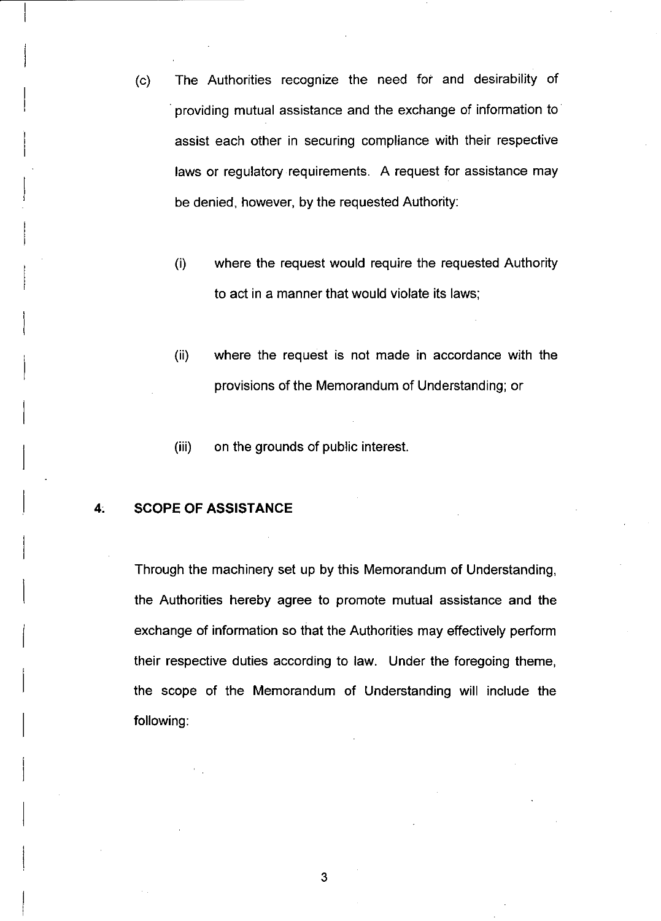(c) The Authorities recognize the need for and desirability of providing mutual assistance and the exchange of information to assist each other in securing compliance with their respective laws or regulatory requirements. A request for assistance may be denied, however, by the requested Authority:

   (i) where the request would require the requested Authority to act in a manner that would violate its laws;

   (ii) where the request is not made in accordance with the provisions of the Memorandum of Understanding; or

   (iii) on the grounds of public interest.

## 4. SCOPE OF ASSISTANCE

Through the machinery set up by this Memorandum of Understanding, the Authorities hereby agree to promote mutual assistance and the exchange of information so that the Authorities may effectively perform their respective duties according to law. Under the foregoing theme, the scope of the Memorandum of Understanding will include the following: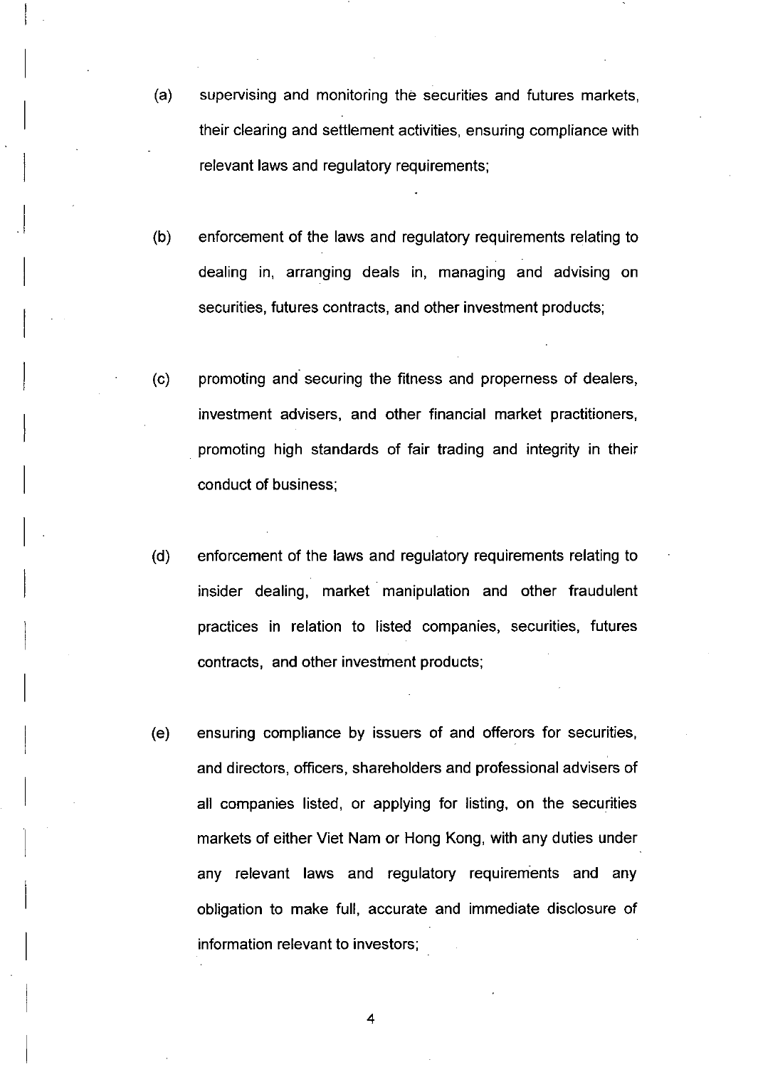(a) supervising and monitoring the securities and futures markets, their clearing and settlement activities, ensuring compliance with relevant laws and regulatory requirements;

(b) enforcement of the laws and regulatory requirements relating to dealing in, arranging deals in, managing and advising on securities, futures contracts, and other investment products;

(c) promoting and securing the fitness and properness of dealers, investment advisers, and other financial market practitioners, promoting high standards of fair trading and integrity in their conduct of business;

(d) enforcement of the laws and regulatory requirements relating to insider dealing, market manipulation and other fraudulent practices in relation to listed companies, securities, futures contracts, and other investment products;

(e) ensuring compliance by issuers of and offerors for securities, and directors, officers, shareholders and professional advisers of all companies listed, or applying for listing, on the securities markets of either Viet Nam or Hong Kong, with any duties under any relevant laws and regulatory requirements and any obligation to make full, accurate and immediate disclosure of information relevant to investors;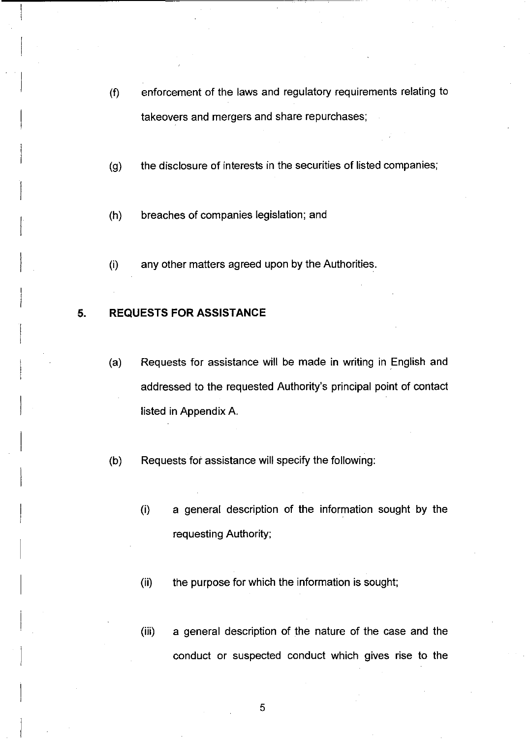(f) enforcement of the laws and regulatory requirements relating to takeovers and mergers and share repurchases;

(g) the disclosure of interests in the securities of listed companies;

(h) breaches of companies legislation; and

(i) any other matters agreed upon by the Authorities.

## 5. REQUESTS FOR ASSISTANCE

(a) Requests for assistance will be made in writing in English and addressed to the requested Authority's principal point of contact listed in Appendix A.

(b) Requests for assistance will specify the following:

  (i) a general description of the information sought by the requesting Authority;

  (ii) the purpose for which the information is sought;

  (iii) a general description of the nature of the case and the conduct or suspected conduct which gives rise to the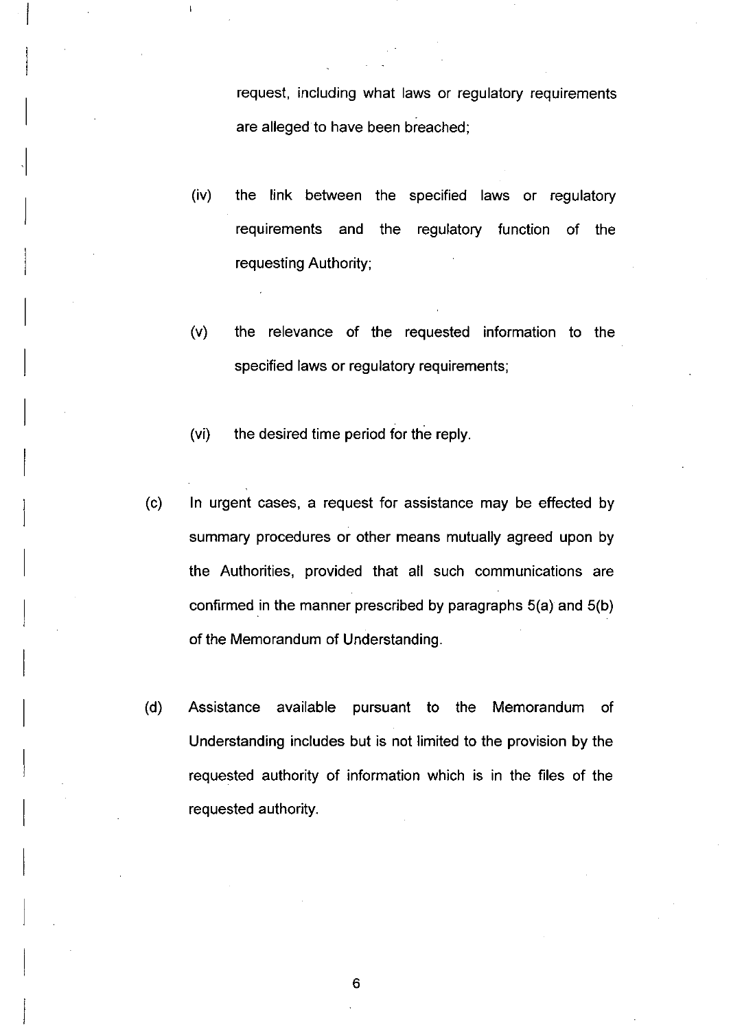request, including what laws or regulatory requirements are alleged to have been breached;

(iv) the link between the specified laws or regulatory requirements and the regulatory function of the requesting Authority;

(v) the relevance of the requested information to the specified laws or regulatory requirements;

(vi) the desired time period for the reply.

(c) In urgent cases, a request for assistance may be effected by summary procedures or other means mutually agreed upon by the Authorities, provided that all such communications are confirmed in the manner prescribed by paragraphs 5(a) and 5(b) of the Memorandum of Understanding.

(d) Assistance available pursuant to the Memorandum of Understanding includes but is not limited to the provision by the requested authority of information which is in the files of the requested authority.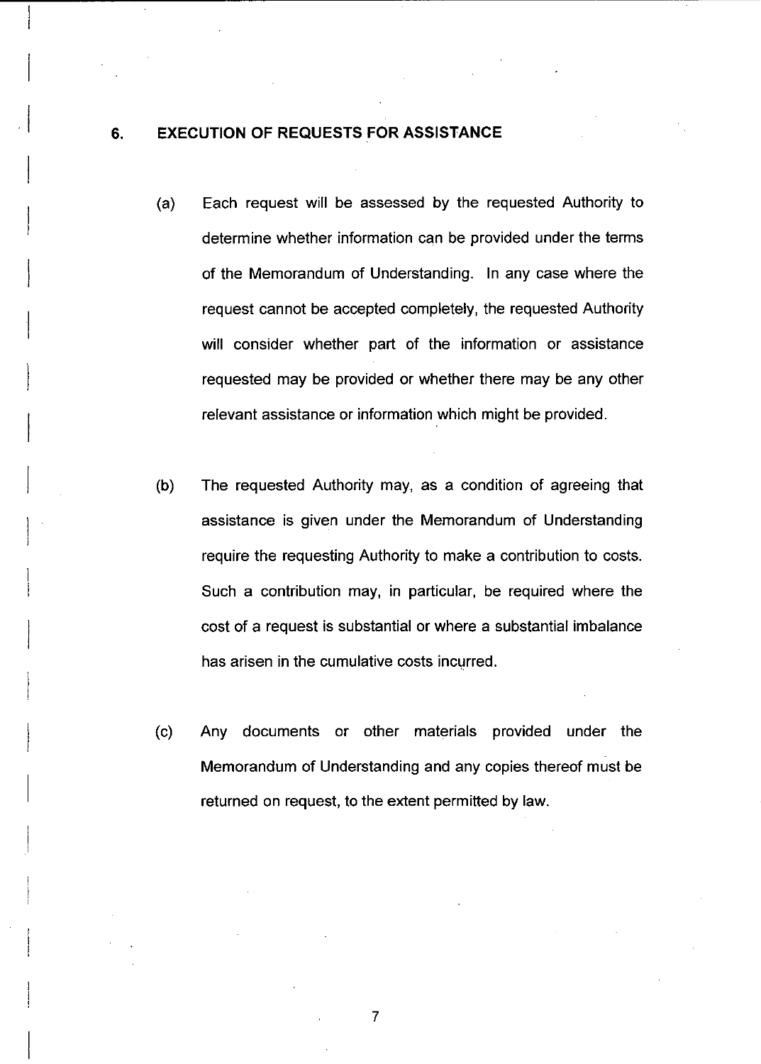## 6. EXECUTION OF REQUESTS FOR ASSISTANCE

(a) Each request will be assessed by the requested Authority to determine whether information can be provided under the terms of the Memorandum of Understanding. In any case where the request cannot be accepted completely, the requested Authority will consider whether part of the information or assistance requested may be provided or whether there may be any other relevant assistance or information which might be provided.

(b) The requested Authority may, as a condition of agreeing that assistance is given under the Memorandum of Understanding require the requesting Authority to make a contribution to costs. Such a contribution may, in particular, be required where the cost of a request is substantial or where a substantial imbalance has arisen in the cumulative costs incurred.

(c) Any documents or other materials provided under the Memorandum of Understanding and any copies thereof must be returned on request, to the extent permitted by law.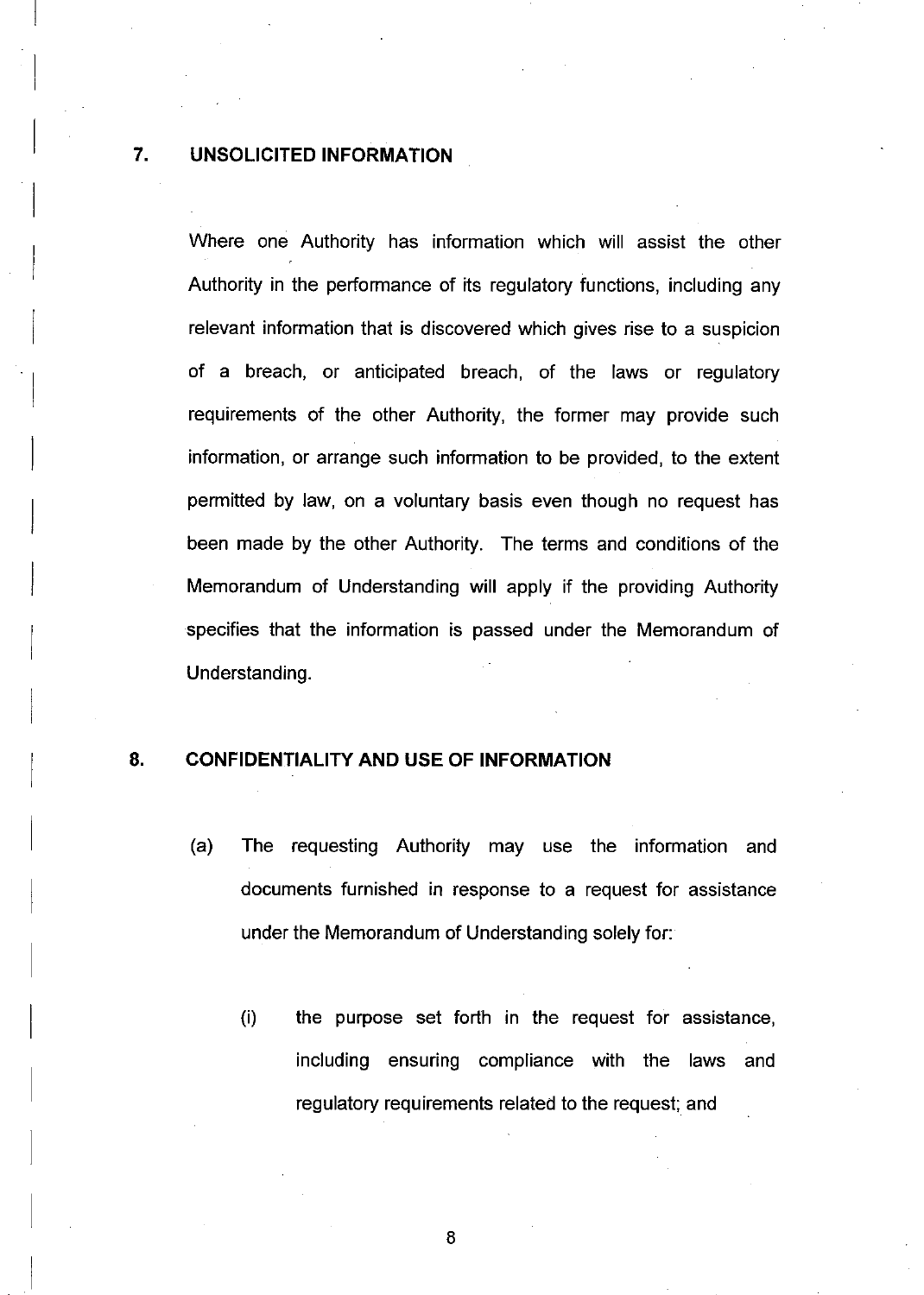## 7. UNSOLICITED INFORMATION

Where one Authority has information which will assist the other Authority in the performance of its regulatory functions, including any relevant information that is discovered which gives rise to a suspicion of a breach, or anticipated breach, of the laws or regulatory requirements of the other Authority, the former may provide such information, or arrange such information to be provided, to the extent permitted by law, on a voluntary basis even though no request has been made by the other Authority. The terms and conditions of the Memorandum of Understanding will apply if the providing Authority specifies that the information is passed under the Memorandum of Understanding.

## 8. CONFIDENTIALITY AND USE OF INFORMATION

(a) The requesting Authority may use the information and documents furnished in response to a request for assistance under the Memorandum of Understanding solely for:

   (i) the purpose set forth in the request for assistance, including ensuring compliance with the laws and regulatory requirements related to the request; and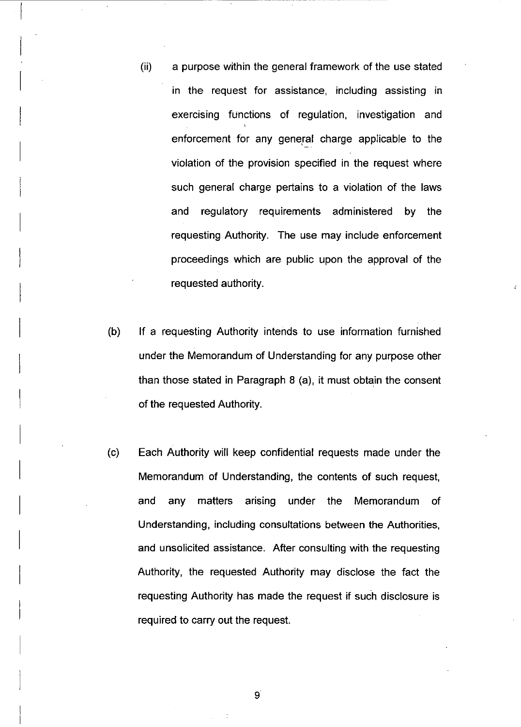(ii) a purpose within the general framework of the use stated in the request for assistance, including assisting in exercising functions of regulation, investigation and enforcement for any general charge applicable to the violation of the provision specified in the request where such general charge pertains to a violation of the laws and regulatory requirements administered by the requesting Authority. The use may include enforcement proceedings which are public upon the approval of the requested authority.

(b) If a requesting Authority intends to use information furnished under the Memorandum of Understanding for any purpose other than those stated in Paragraph 8 (a), it must obtain the consent of the requested Authority.

(c) Each Authority will keep confidential requests made under the Memorandum of Understanding, the contents of such request, and any matters arising under the Memorandum of Understanding, including consultations between the Authorities, and unsolicited assistance. After consulting with the requesting Authority, the requested Authority may disclose the fact the requesting Authority has made the request if such disclosure is required to carry out the request.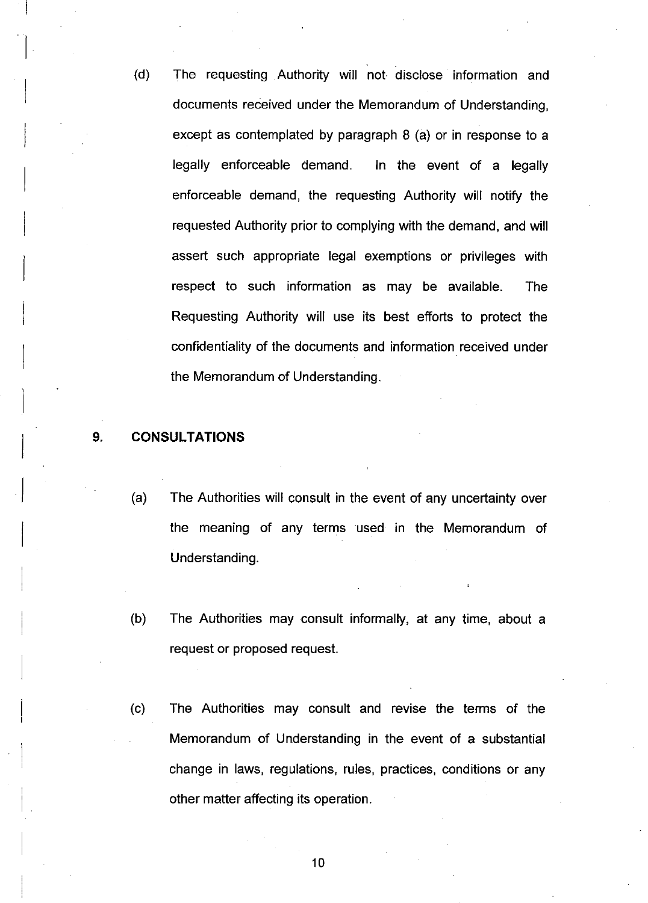(d) The requesting Authority will not disclose information and documents received under the Memorandum of Understanding, except as contemplated by paragraph 8 (a) or in response to a legally enforceable demand. In the event of a legally enforceable demand, the requesting Authority will notify the requested Authority prior to complying with the demand, and will assert such appropriate legal exemptions or privileges with respect to such information as may be available. The Requesting Authority will use its best efforts to protect the confidentiality of the documents and information received under the Memorandum of Understanding.

## 9. CONSULTATIONS

(a) The Authorities will consult in the event of any uncertainty over the meaning of any terms used in the Memorandum of Understanding.

(b) The Authorities may consult informally, at any time, about a request or proposed request.

(c) The Authorities may consult and revise the terms of the Memorandum of Understanding in the event of a substantial change in laws, regulations, rules, practices, conditions or any other matter affecting its operation.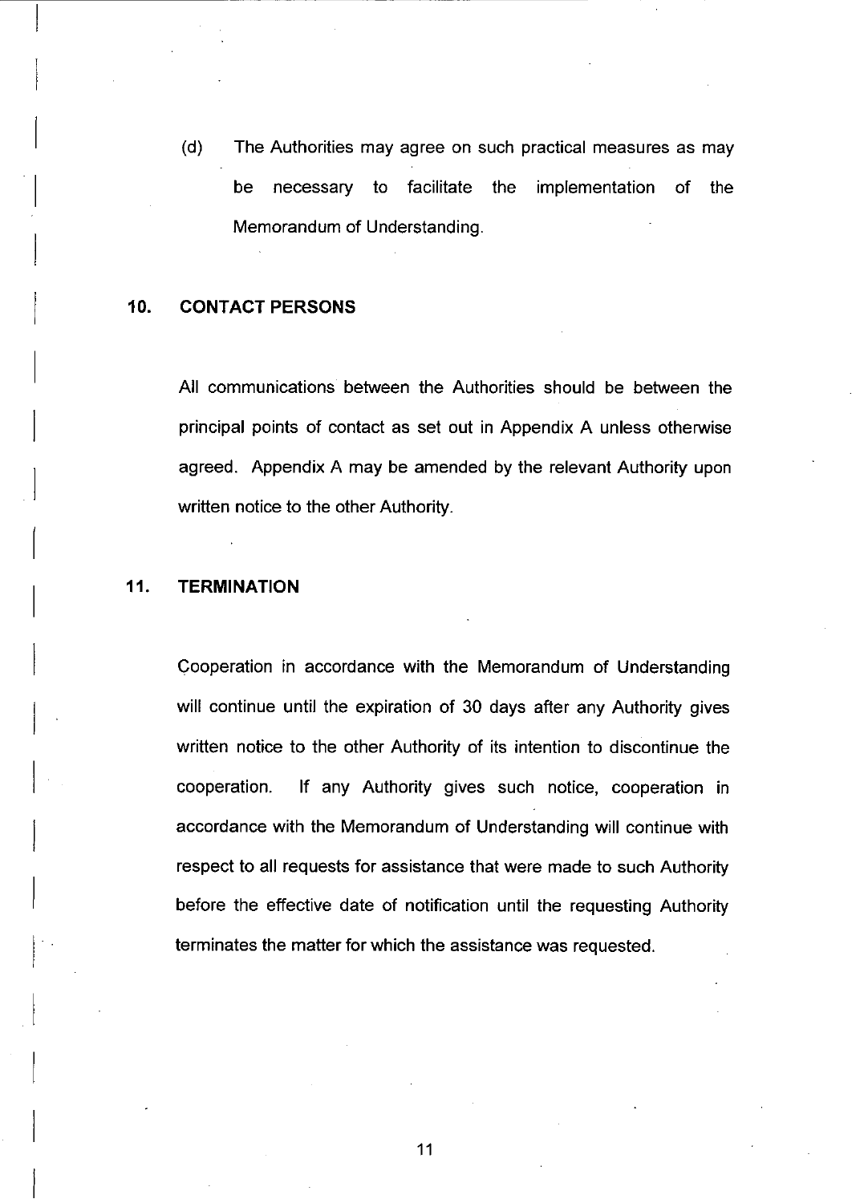(d) The Authorities may agree on such practical measures as may be necessary to facilitate the implementation of the Memorandum of Understanding.

## 10. CONTACT PERSONS

All communications between the Authorities should be between the principal points of contact as set out in Appendix A unless otherwise agreed. Appendix A may be amended by the relevant Authority upon written notice to the other Authority.

## 11. TERMINATION

Cooperation in accordance with the Memorandum of Understanding will continue until the expiration of 30 days after any Authority gives written notice to the other Authority of its intention to discontinue the cooperation. If any Authority gives such notice, cooperation in accordance with the Memorandum of Understanding will continue with respect to all requests for assistance that were made to such Authority before the effective date of notification until the requesting Authority terminates the matter for which the assistance was requested.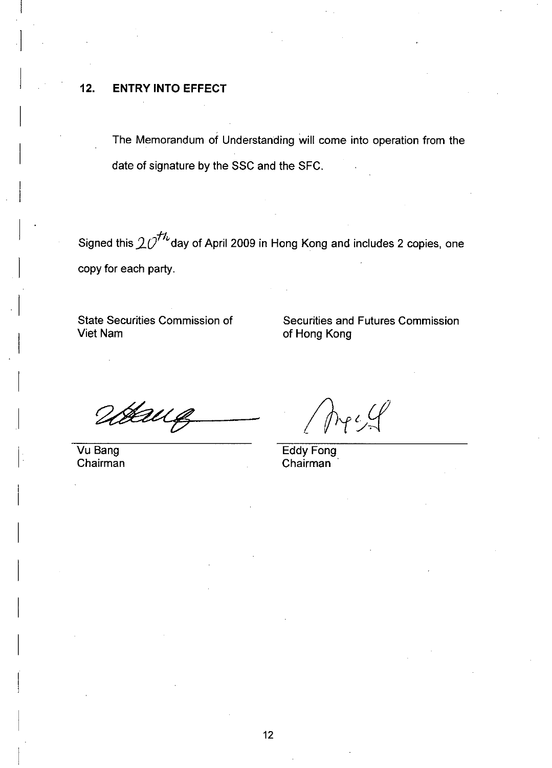## 12. ENTRY INTO EFFECT

The Memorandum of Understanding will come into operation from the date of signature by the SSC and the SFC.

Signed this 20th day of April 2009 in Hong Kong and includes 2 copies, one copy for each party.

| State Securities Commission of Viet Nam | Securities and Futures Commission of Hong Kong |
|---|---|
| Vu Bang<br>Chairman | Eddy Fong<br>Chairman |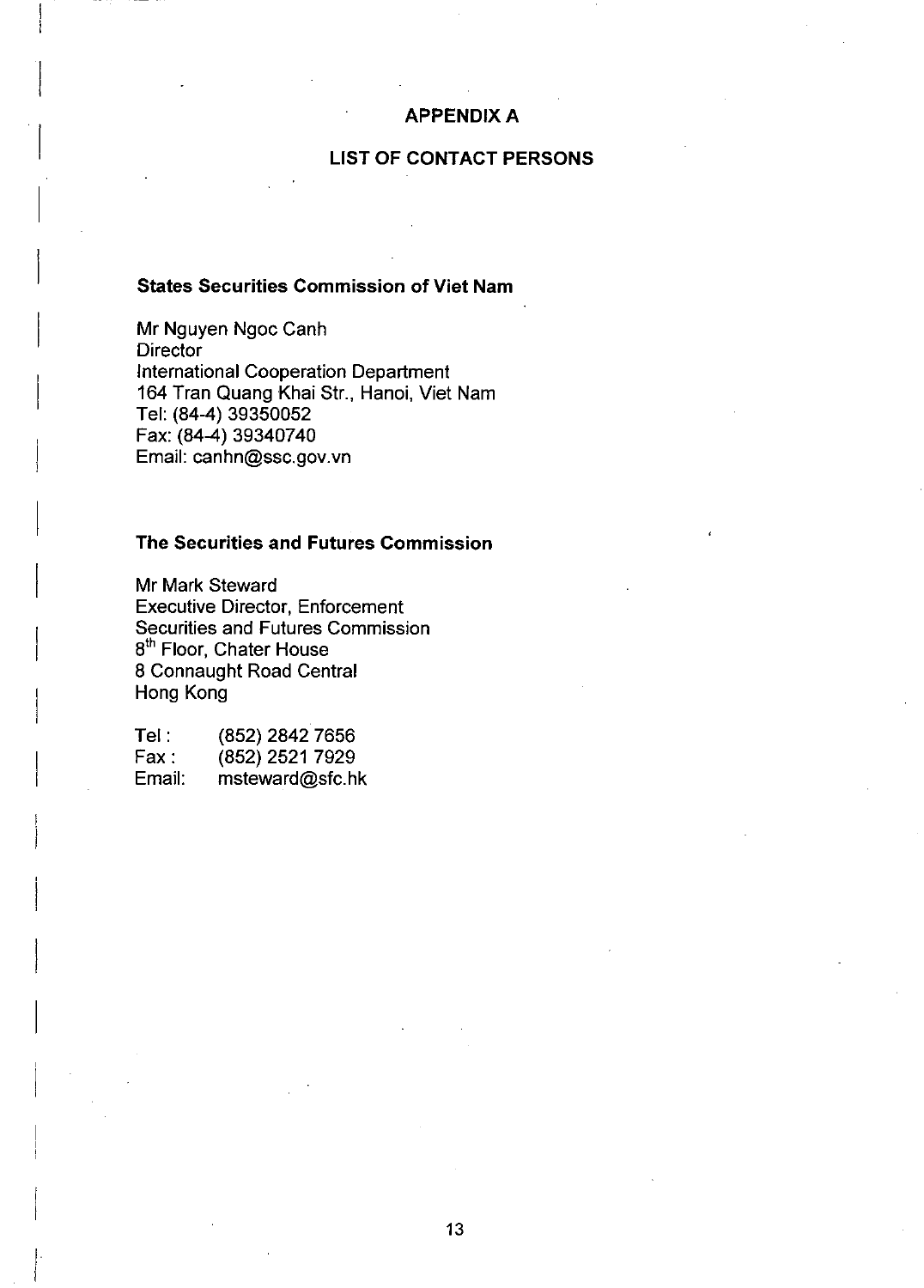# APPENDIX A

## LIST OF CONTACT PERSONS

**States Securities Commission of Viet Nam**

Mr Nguyen Ngoc Canh
Director
International Cooperation Department
164 Tran Quang Khai Str., Hanoi, Viet Nam
Tel: (84-4) 39350052
Fax: (84-4) 39340740
Email: canhn@ssc.gov.vn

**The Securities and Futures Commission**

Mr Mark Steward
Executive Director, Enforcement
Securities and Futures Commission
8th Floor, Chater House
8 Connaught Road Central
Hong Kong

Tel : (852) 2842 7656
Fax : (852) 2521 7929
Email: msteward@sfc.hk